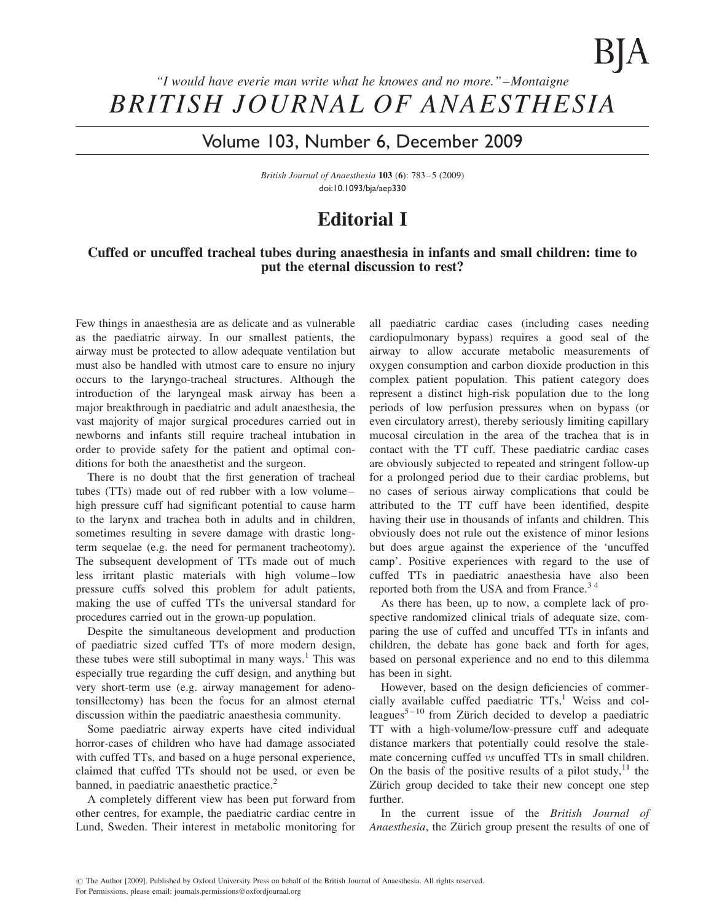BJA

*"I would have everie man write what he knowes and no more."* –Montaigne

# BRITISH JOURNAL OF ANAESTHESIA

## Volume 103, Number 6, December 2009

doi:10.1093/bja/aep330

# Editorial I

### Cuffed or uncuffed tracheal tubes during anaesthesia in infants and small children: time to put the eternal discussion to rest?

Few things in anaesthesia are as delicate and as vulnerable as the paediatric airway. In our smallest patients, the airway must be protected to allow adequate ventilation but must also be handled with utmost care to ensure no injury occurs to the laryngo-tracheal structures. Although the introduction of the laryngeal mask airway has been a major breakthrough in paediatric and adult anaesthesia, the vast majority of major surgical procedures carried out in newborns and infants still require tracheal intubation in order to provide safety for the patient and optimal conditions for both the anaesthetist and the surgeon.

There is no doubt that the first generation of tracheal tubes (TTs) made out of red rubber with a low volume–high pressure cuff had significant potential to cause harm to the larynx and trachea both in adults and in children, sometimes resulting in severe damage with drastic long-term sequelae (e.g. the need for permanent tracheotomy). The subsequent development of TTs made out of much less irritant plastic materials with high volume–low pressure cuffs solved this problem for adult patients, making the use of cuffed TTs the universal standard for procedures carried out in the grown-up population.

Despite the simultaneous development and production of paediatric sized cuffed TTs of more modern design, these tubes were still suboptimal in many ways.[1] This was especially true regarding the cuff design, and anything but very short-term use (e.g. airway management for adeno-tonsillectomy) has been the focus for an almost eternal discussion within the paediatric anaesthesia community.

Some paediatric airway experts have cited individual horror-cases of children who have had damage associated with cuffed TTs, and based on a huge personal experience, claimed that cuffed TTs should not be used, or even be banned, in paediatric anaesthetic practice.[2]

A completely different view has been put forward from other centres, for example, the paediatric cardiac centre in Lund, Sweden. Their interest in metabolic monitoring for all paediatric cardiac cases (including cases needing cardiopulmonary bypass) requires a good seal of the airway to allow accurate metabolic measurements of oxygen consumption and carbon dioxide production in this complex patient population. This patient category does represent a distinct high-risk population due to the long periods of low perfusion pressures when on bypass (or even circulatory arrest), thereby seriously limiting capillary mucosal circulation in the area of the trachea that is in contact with the TT cuff. These paediatric cardiac cases are obviously subjected to repeated and stringent follow-up for a prolonged period due to their cardiac problems, but no cases of serious airway complications that could be attributed to the TT cuff have been identified, despite having their use in thousands of infants and children. This obviously does not rule out the existence of minor lesions but does argue against the experience of the 'uncuffed camp'. Positive experiences with regard to the use of cuffed TTs in paediatric anaesthesia have also been reported both from the USA and from France.[3 4]

As there has been, up to now, a complete lack of prospective randomized clinical trials of adequate size, comparing the use of cuffed and uncuffed TTs in infants and children, the debate has gone back and forth for ages, based on personal experience and no end to this dilemma has been in sight.

However, based on the design deficiencies of commercially available cuffed paediatric TTs,[1] Weiss and colleagues[5–10] from Zürich decided to develop a paediatric TT with a high-volume/low-pressure cuff and adequate distance markers that potentially could resolve the stalemate concerning cuffed *vs* uncuffed TTs in small children. On the basis of the positive results of a pilot study,[11] the Zürich group decided to take their new concept one step further.

In the current issue of the *British Journal of Anaesthesia*, the Zürich group present the results of one of

© The Author [2009]. Published by Oxford University Press on behalf of the British Journal of Anaesthesia. All rights reserved.
For Permissions, please email: journals.permissions@oxfordjournal.org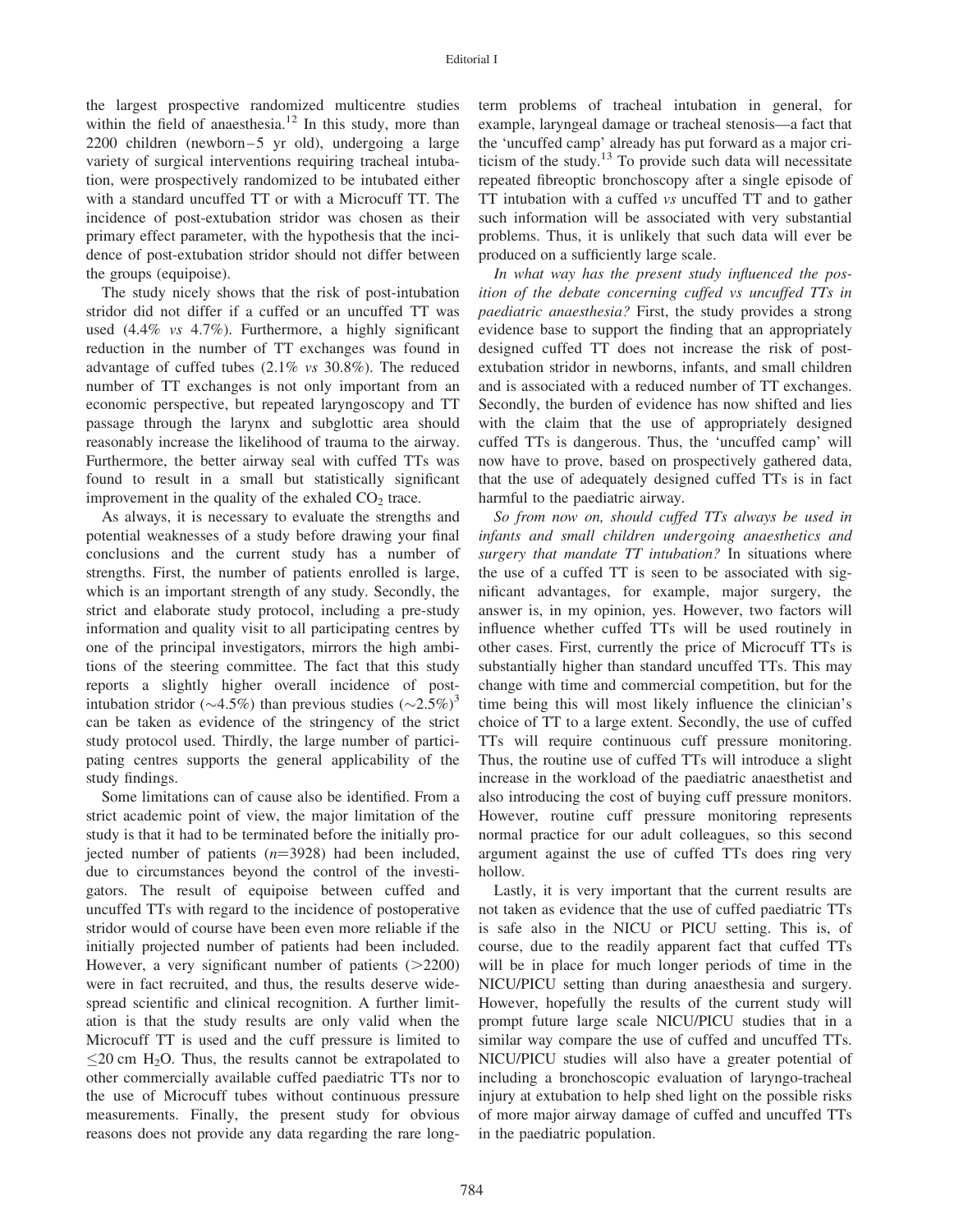the largest prospective randomized multicentre studies within the field of anaesthesia.[12] In this study, more than 2200 children (newborn–5 yr old), undergoing a large variety of surgical interventions requiring tracheal intubation, were prospectively randomized to be intubated either with a standard uncuffed TT or with a Microcuff TT. The incidence of post-extubation stridor was chosen as their primary effect parameter, with the hypothesis that the incidence of post-extubation stridor should not differ between the groups (equipoise).

The study nicely shows that the risk of post-intubation stridor did not differ if a cuffed or an uncuffed TT was used (4.4% *vs* 4.7%). Furthermore, a highly significant reduction in the number of TT exchanges was found in advantage of cuffed tubes (2.1% *vs* 30.8%). The reduced number of TT exchanges is not only important from an economic perspective, but repeated laryngoscopy and TT passage through the larynx and subglottic area should reasonably increase the likelihood of trauma to the airway. Furthermore, the better airway seal with cuffed TTs was found to result in a small but statistically significant improvement in the quality of the exhaled $CO_2$ trace.

As always, it is necessary to evaluate the strengths and potential weaknesses of a study before drawing your final conclusions and the current study has a number of strengths. First, the number of patients enrolled is large, which is an important strength of any study. Secondly, the strict and elaborate study protocol, including a pre-study information and quality visit to all participating centres by one of the principal investigators, mirrors the high ambitions of the steering committee. The fact that this study reports a slightly higher overall incidence of post-intubation stridor (~4.5%) than previous studies (~2.5%)[3] can be taken as evidence of the stringency of the strict study protocol used. Thirdly, the large number of participating centres supports the general applicability of the study findings.

Some limitations can of cause also be identified. From a strict academic point of view, the major limitation of the study is that it had to be terminated before the initially projected number of patients ($n$=3928) had been included, due to circumstances beyond the control of the investigators. The result of equipoise between cuffed and uncuffed TTs with regard to the incidence of postoperative stridor would of course have been even more reliable if the initially projected number of patients had been included. However, a very significant number of patients (>2200) were in fact recruited, and thus, the results deserve widespread scientific and clinical recognition. A further limitation is that the study results are only valid when the Microcuff TT is used and the cuff pressure is limited to $\leq$20 cm $H_2O$. Thus, the results cannot be extrapolated to other commercially available cuffed paediatric TTs nor to the use of Microcuff tubes without continuous pressure measurements. Finally, the present study for obvious reasons does not provide any data regarding the rare long-term problems of tracheal intubation in general, for example, laryngeal damage or tracheal stenosis—a fact that the 'uncuffed camp' already has put forward as a major criticism of the study.[13] To provide such data will necessitate repeated fibreoptic bronchoscopy after a single episode of TT intubation with a cuffed *vs* uncuffed TT and to gather such information will be associated with very substantial problems. Thus, it is unlikely that such data will ever be produced on a sufficiently large scale.

*In what way has the present study influenced the position of the debate concerning cuffed vs uncuffed TTs in paediatric anaesthesia?* First, the study provides a strong evidence base to support the finding that an appropriately designed cuffed TT does not increase the risk of post-extubation stridor in newborns, infants, and small children and is associated with a reduced number of TT exchanges. Secondly, the burden of evidence has now shifted and lies with the claim that the use of appropriately designed cuffed TTs is dangerous. Thus, the 'uncuffed camp' will now have to prove, based on prospectively gathered data, that the use of adequately designed cuffed TTs is in fact harmful to the paediatric airway.

*So from now on, should cuffed TTs always be used in infants and small children undergoing anaesthetics and surgery that mandate TT intubation?* In situations where the use of a cuffed TT is seen to be associated with significant advantages, for example, major surgery, the answer is, in my opinion, yes. However, two factors will influence whether cuffed TTs will be used routinely in other cases. First, currently the price of Microcuff TTs is substantially higher than standard uncuffed TTs. This may change with time and commercial competition, but for the time being this will most likely influence the clinician's choice of TT to a large extent. Secondly, the use of cuffed TTs will require continuous cuff pressure monitoring. Thus, the routine use of cuffed TTs will introduce a slight increase in the workload of the paediatric anaesthetist and also introducing the cost of buying cuff pressure monitors. However, routine cuff pressure monitoring represents normal practice for our adult colleagues, so this second argument against the use of cuffed TTs does ring very hollow.

Lastly, it is very important that the current results are not taken as evidence that the use of cuffed paediatric TTs is safe also in the NICU or PICU setting. This is, of course, due to the readily apparent fact that cuffed TTs will be in place for much longer periods of time in the NICU/PICU setting than during anaesthesia and surgery. However, hopefully the results of the current study will prompt future large scale NICU/PICU studies that in a similar way compare the use of cuffed and uncuffed TTs. NICU/PICU studies will also have a greater potential of including a bronchoscopic evaluation of laryngo-tracheal injury at extubation to help shed light on the possible risks of more major airway damage of cuffed and uncuffed TTs in the paediatric population.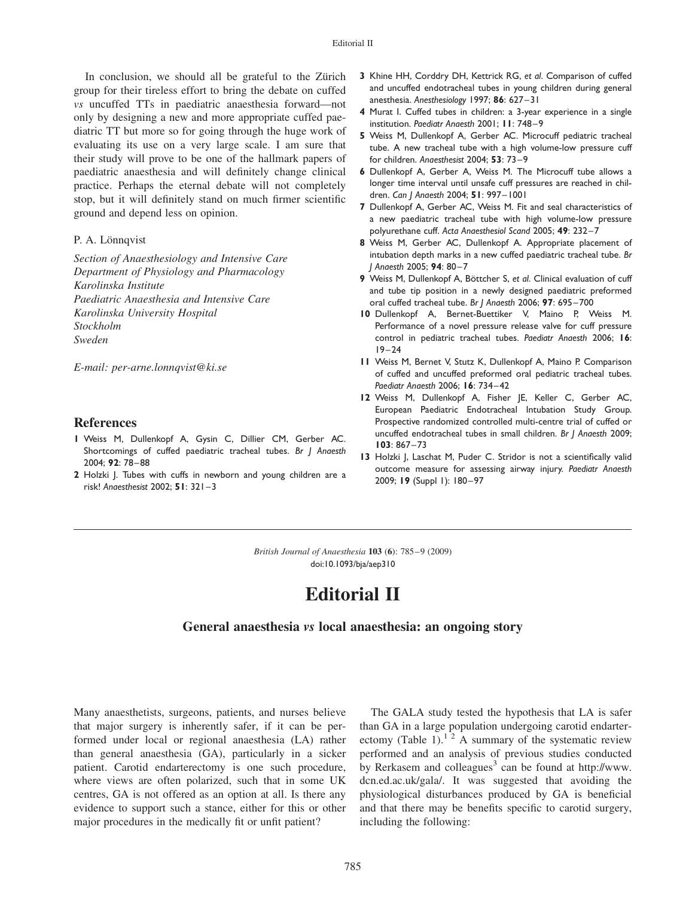In conclusion, we should all be grateful to the Zürich group for their tireless effort to bring the debate on cuffed *vs* uncuffed TTs in paediatric anaesthesia forward—not only by designing a new and more appropriate cuffed paediatric TT but more so for going through the huge work of evaluating its use on a very large scale. I am sure that their study will prove to be one of the hallmark papers of paediatric anaesthesia and will definitely change clinical practice. Perhaps the eternal debate will not completely stop, but it will definitely stand on much firmer scientific ground and depend less on opinion.

P. A. Lönnqvist

*Section of Anaesthesiology and Intensive Care*
*Department of Physiology and Pharmacology*
*Karolinska Institute*
*Paediatric Anaesthesia and Intensive Care*
*Karolinska University Hospital*
*Stockholm*
*Sweden*

*E-mail: per-arne.lonnqvist@ki.se*

## References

1. Weiss M, Dullenkopf A, Gysin C, Dillier CM, Gerber AC. Shortcomings of cuffed paediatric tracheal tubes. *Br J Anaesth* 2004; **92**: 78–88
2. Holzki J. Tubes with cuffs in newborn and young children are a risk! *Anaesthesist* 2002; **51**: 321–3
3. Khine HH, Corddry DH, Kettrick RG, *et al*. Comparison of cuffed and uncuffed endotracheal tubes in young children during general anesthesia. *Anesthesiology* 1997; **86**: 627–31
4. Murat I. Cuffed tubes in children: a 3-year experience in a single institution. *Paediatr Anaesth* 2001; **11**: 748–9
5. Weiss M, Dullenkopf A, Gerber AC. Microcuff pediatric tracheal tube. A new tracheal tube with a high volume-low pressure cuff for children. *Anaesthesist* 2004; **53**: 73–9
6. Dullenkopf A, Gerber A, Weiss M. The Microcuff tube allows a longer time interval until unsafe cuff pressures are reached in children. *Can J Anaesth* 2004; **51**: 997–1001
7. Dullenkopf A, Gerber AC, Weiss M. Fit and seal characteristics of a new paediatric tracheal tube with high volume-low pressure polyurethane cuff. *Acta Anaesthesiol Scand* 2005; **49**: 232–7
8. Weiss M, Gerber AC, Dullenkopf A. Appropriate placement of intubation depth marks in a new cuffed paediatric tracheal tube. *Br J Anaesth* 2005; **94**: 80–7
9. Weiss M, Dullenkopf A, Böttcher S, *et al*. Clinical evaluation of cuff and tube tip position in a newly designed paediatric preformed oral cuffed tracheal tube. *Br J Anaesth* 2006; **97**: 695–700
10. Dullenkopf A, Bernet-Buettiker V, Maino P, Weiss M. Performance of a novel pressure release valve for cuff pressure control in pediatric tracheal tubes. *Paediatr Anaesth* 2006; **16**: 19–24
11. Weiss M, Bernet V, Stutz K, Dullenkopf A, Maino P. Comparison of cuffed and uncuffed preformed oral pediatric tracheal tubes. *Paediatr Anaesth* 2006; **16**: 734–42
12. Weiss M, Dullenkopf A, Fisher JE, Keller C, Gerber AC, European Paediatric Endotracheal Intubation Study Group. Prospective randomized controlled multi-centre trial of cuffed or uncuffed endotracheal tubes in small children. *Br J Anaesth* 2009; **103**: 867–73
13. Holzki J, Laschat M, Puder C. Stridor is not a scientifically valid outcome measure for assessing airway injury. *Paediatr Anaesth* 2009; **19** (Suppl 1): 180–97

*British Journal of Anaesthesia* **103** (**6**): 785–9 (2009)
doi:10.1093/bja/aep310

# Editorial II

### General anaesthesia *vs* local anaesthesia: an ongoing story

Many anaesthetists, surgeons, patients, and nurses believe that major surgery is inherently safer, if it can be performed under local or regional anaesthesia (LA) rather than general anaesthesia (GA), particularly in a sicker patient. Carotid endarterectomy is one such procedure, where views are often polarized, such that in some UK centres, GA is not offered as an option at all. Is there any evidence to support such a stance, either for this or other major procedures in the medically fit or unfit patient?

The GALA study tested the hypothesis that LA is safer than GA in a large population undergoing carotid endarterectomy (Table 1).[1 2] A summary of the systematic review performed and an analysis of previous studies conducted by Rerkasem and colleagues[3] can be found at http://www.dcn.ed.ac.uk/gala/. It was suggested that avoiding the physiological disturbances produced by GA is beneficial and that there may be benefits specific to carotid surgery, including the following: